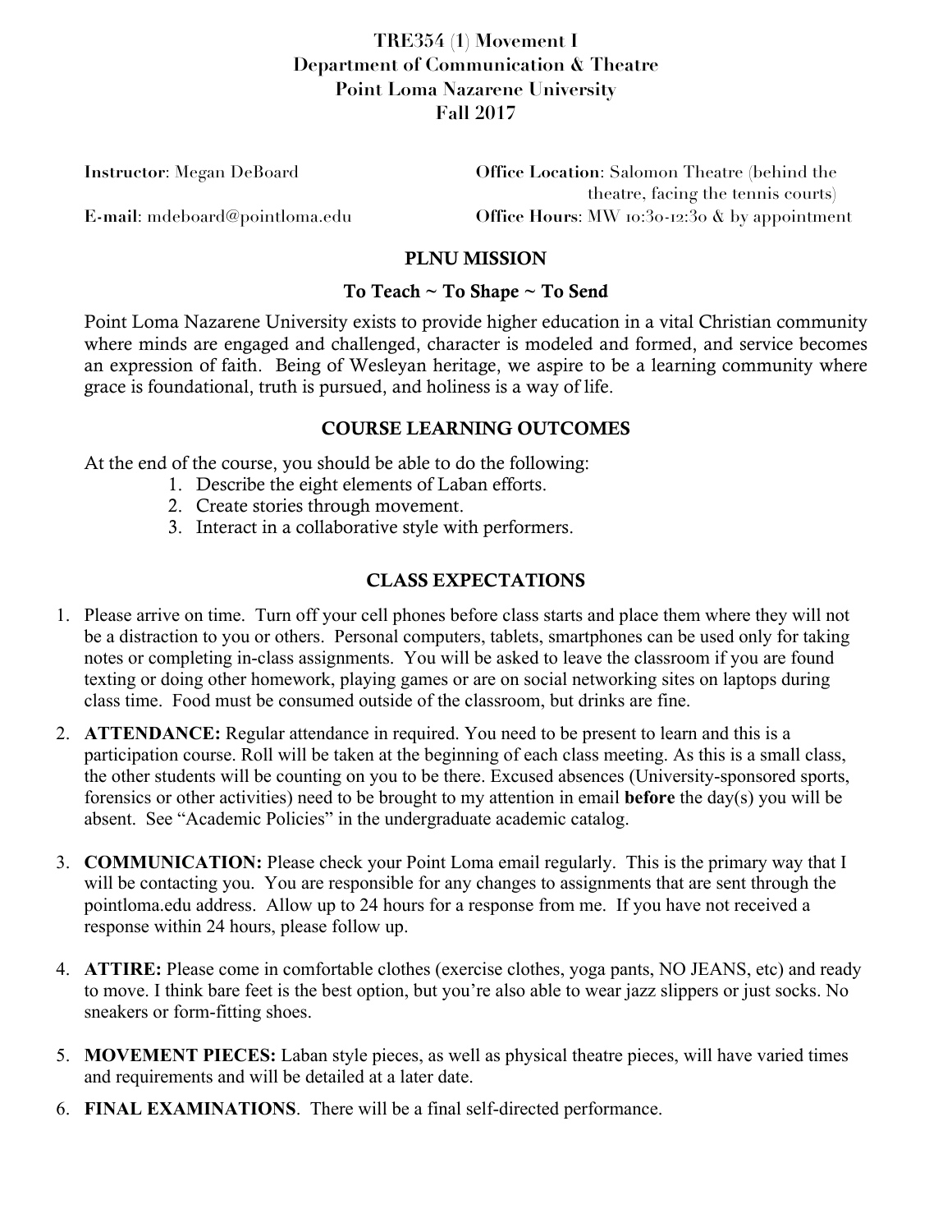# TRE354 (1) Movement I
## Department of Communication & Theatre
## Point Loma Nazarene University
## Fall 2017

**Instructor**: Megan DeBoard

**E-mail**: mdeboard@pointloma.edu

**Office Location**: Salomon Theatre (behind the theatre, facing the tennis courts)

**Office Hours**: MW 10:30-12:30 & by appointment

## PLNU MISSION

### To Teach ~ To Shape ~ To Send

Point Loma Nazarene University exists to provide higher education in a vital Christian community where minds are engaged and challenged, character is modeled and formed, and service becomes an expression of faith. Being of Wesleyan heritage, we aspire to be a learning community where grace is foundational, truth is pursued, and holiness is a way of life.

## COURSE LEARNING OUTCOMES

At the end of the course, you should be able to do the following:

1. Describe the eight elements of Laban efforts.
2. Create stories through movement.
3. Interact in a collaborative style with performers.

## CLASS EXPECTATIONS

1. Please arrive on time. Turn off your cell phones before class starts and place them where they will not be a distraction to you or others. Personal computers, tablets, smartphones can be used only for taking notes or completing in-class assignments. You will be asked to leave the classroom if you are found texting or doing other homework, playing games or are on social networking sites on laptops during class time. Food must be consumed outside of the classroom, but drinks are fine.
2. **ATTENDANCE:** Regular attendance in required. You need to be present to learn and this is a participation course. Roll will be taken at the beginning of each class meeting. As this is a small class, the other students will be counting on you to be there. Excused absences (University-sponsored sports, forensics or other activities) need to be brought to my attention in email **before** the day(s) you will be absent. See "Academic Policies" in the undergraduate academic catalog.
3. **COMMUNICATION:** Please check your Point Loma email regularly. This is the primary way that I will be contacting you. You are responsible for any changes to assignments that are sent through the pointloma.edu address. Allow up to 24 hours for a response from me. If you have not received a response within 24 hours, please follow up.
4. **ATTIRE:** Please come in comfortable clothes (exercise clothes, yoga pants, NO JEANS, etc) and ready to move. I think bare feet is the best option, but you're also able to wear jazz slippers or just socks. No sneakers or form-fitting shoes.
5. **MOVEMENT PIECES:** Laban style pieces, as well as physical theatre pieces, will have varied times and requirements and will be detailed at a later date.
6. **FINAL EXAMINATIONS**. There will be a final self-directed performance.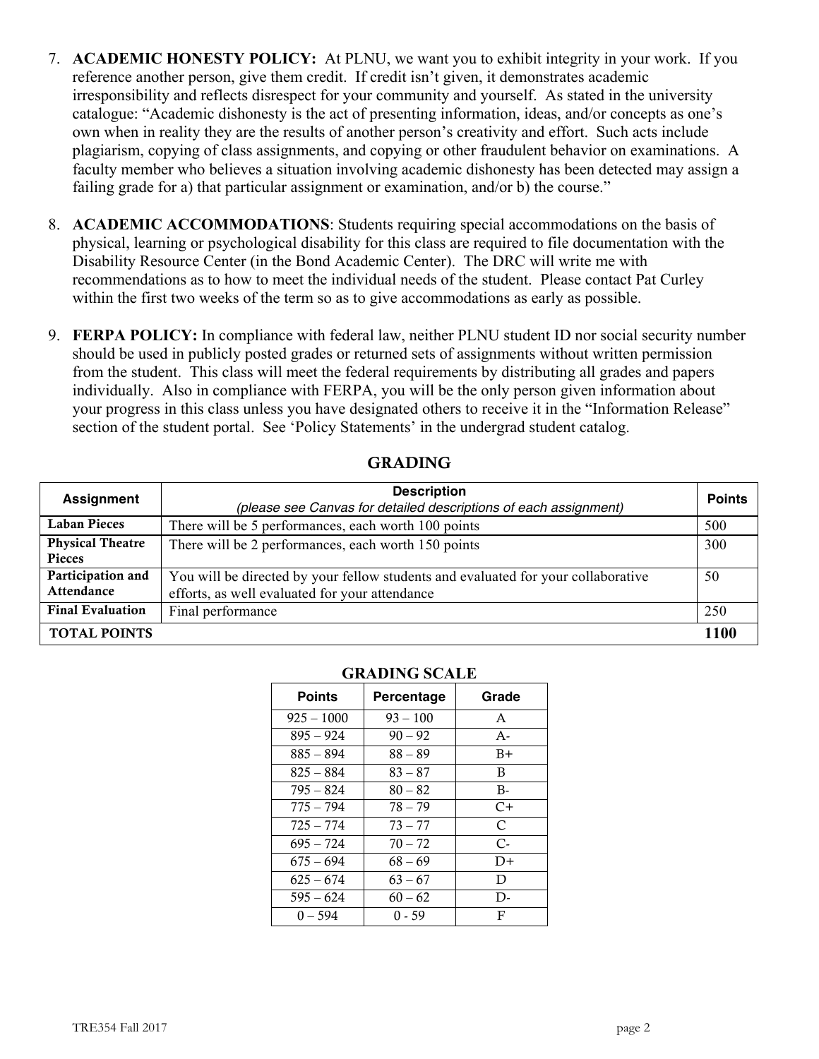7. **ACADEMIC HONESTY POLICY:** At PLNU, we want you to exhibit integrity in your work. If you reference another person, give them credit. If credit isn't given, it demonstrates academic irresponsibility and reflects disrespect for your community and yourself. As stated in the university catalogue: "Academic dishonesty is the act of presenting information, ideas, and/or concepts as one's own when in reality they are the results of another person's creativity and effort. Such acts include plagiarism, copying of class assignments, and copying or other fraudulent behavior on examinations. A faculty member who believes a situation involving academic dishonesty has been detected may assign a failing grade for a) that particular assignment or examination, and/or b) the course."

8. **ACADEMIC ACCOMMODATIONS**: Students requiring special accommodations on the basis of physical, learning or psychological disability for this class are required to file documentation with the Disability Resource Center (in the Bond Academic Center). The DRC will write me with recommendations as to how to meet the individual needs of the student. Please contact Pat Curley within the first two weeks of the term so as to give accommodations as early as possible.

9. **FERPA POLICY:** In compliance with federal law, neither PLNU student ID nor social security number should be used in publicly posted grades or returned sets of assignments without written permission from the student. This class will meet the federal requirements by distributing all grades and papers individually. Also in compliance with FERPA, you will be the only person given information about your progress in this class unless you have designated others to receive it in the "Information Release" section of the student portal. See 'Policy Statements' in the undergrad student catalog.

## GRADING

| Assignment | Description<br>*(please see Canvas for detailed descriptions of each assignment)* | Points |
|---|---|---|
| **Laban Pieces** | There will be 5 performances, each worth 100 points | 500 |
| **Physical Theatre Pieces** | There will be 2 performances, each worth 150 points | 300 |
| **Participation and Attendance** | You will be directed by your fellow students and evaluated for your collaborative efforts, as well evaluated for your attendance | 50 |
| **Final Evaluation** | Final performance | 250 |
| **TOTAL POINTS** | | **1100** |

### GRADING SCALE

| Points | Percentage | Grade |
|---|---|---|
| 925 – 1000 | 93 – 100 | A |
| 895 – 924 | 90 – 92 | A- |
| 885 – 894 | 88 – 89 | B+ |
| 825 – 884 | 83 – 87 | B |
| 795 – 824 | 80 – 82 | B- |
| 775 – 794 | 78 – 79 | C+ |
| 725 – 774 | 73 – 77 | C |
| 695 – 724 | 70 – 72 | C- |
| 675 – 694 | 68 – 69 | D+ |
| 625 – 674 | 63 – 67 | D |
| 595 – 624 | 60 – 62 | D- |
| 0 – 594 | 0 - 59 | F |